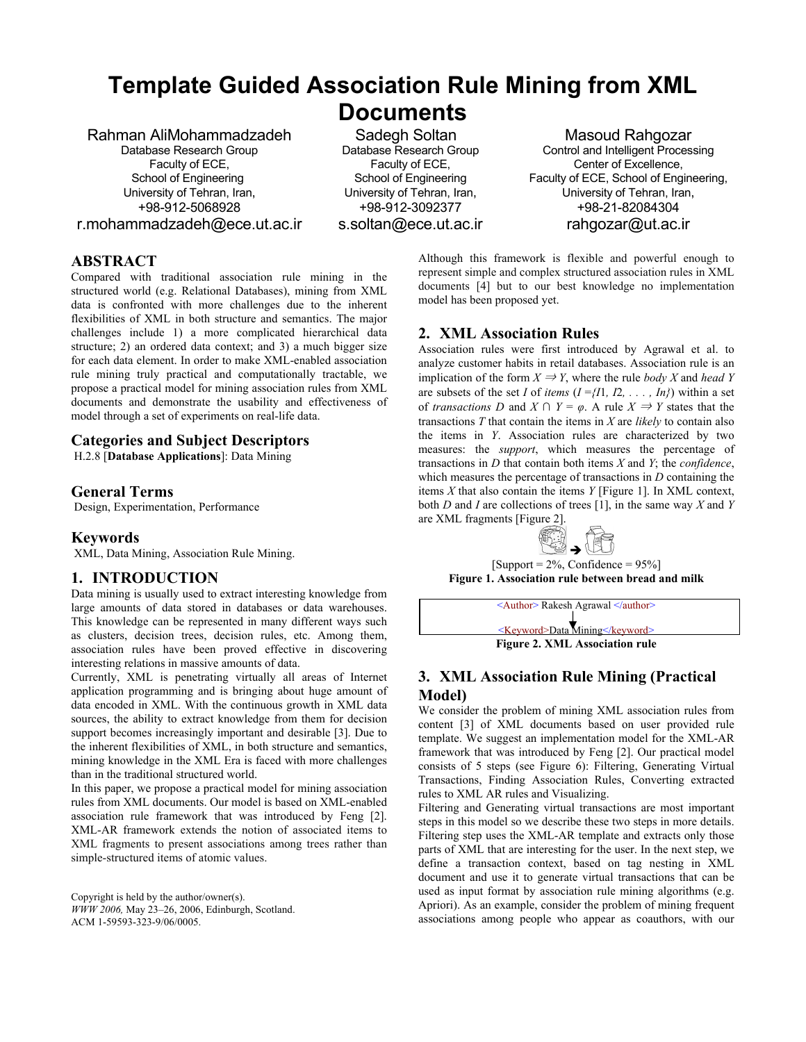# Template Guided Association Rule Mining from XML Documents

Rahman AliMohammadzadeh
Database Research Group
Faculty of ECE,
School of Engineering
University of Tehran, Iran,
+98-912-5068928
r.mohammadzadeh@ece.ut.ac.ir

Sadegh Soltan
Database Research Group
Faculty of ECE,
School of Engineering
University of Tehran, Iran,
+98-912-3092377
s.soltan@ece.ut.ac.ir

Masoud Rahgozar
Control and Intelligent Processing
Center of Excellence,
Faculty of ECE, School of Engineering,
University of Tehran, Iran,
+98-21-82084304
rahgozar@ut.ac.ir

## ABSTRACT

Compared with traditional association rule mining in the structured world (e.g. Relational Databases), mining from XML data is confronted with more challenges due to the inherent flexibilities of XML in both structure and semantics. The major challenges include 1) a more complicated hierarchical data structure; 2) an ordered data context; and 3) a much bigger size for each data element. In order to make XML-enabled association rule mining truly practical and computationally tractable, we propose a practical model for mining association rules from XML documents and demonstrate the usability and effectiveness of model through a set of experiments on real-life data.

## Categories and Subject Descriptors

H.2.8 [**Database Applications**]: Data Mining

## General Terms

Design, Experimentation, Performance

## Keywords

XML, Data Mining, Association Rule Mining.

## 1. INTRODUCTION

Data mining is usually used to extract interesting knowledge from large amounts of data stored in databases or data warehouses. This knowledge can be represented in many different ways such as clusters, decision trees, decision rules, etc. Among them, association rules have been proved effective in discovering interesting relations in massive amounts of data.

Currently, XML is penetrating virtually all areas of Internet application programming and is bringing about huge amount of data encoded in XML. With the continuous growth in XML data sources, the ability to extract knowledge from them for decision support becomes increasingly important and desirable [3]. Due to the inherent flexibilities of XML, in both structure and semantics, mining knowledge in the XML Era is faced with more challenges than in the traditional structured world.

In this paper, we propose a practical model for mining association rules from XML documents. Our model is based on XML-enabled association rule framework that was introduced by Feng [2]. XML-AR framework extends the notion of associated items to XML fragments to present associations among trees rather than simple-structured items of atomic values.

Copyright is held by the author/owner(s).
*WWW 2006,* May 23–26, 2006, Edinburgh, Scotland.
ACM 1-59593-323-9/06/0005.

Although this framework is flexible and powerful enough to represent simple and complex structured association rules in XML documents [4] but to our best knowledge no implementation model has been proposed yet.

## 2. XML Association Rules

Association rules were first introduced by Agrawal et al. to analyze customer habits in retail databases. Association rule is an implication of the form $X \Rightarrow Y$, where the rule *body* $X$ and *head* $Y$ are subsets of the set $I$ of *items* ($I = \{I1, I2, \ldots, In\}$) within a set of *transactions* $D$ and $X \cap Y = \varphi$. A rule $X \Rightarrow Y$ states that the transactions $T$ that contain the items in $X$ are *likely* to contain also the items in $Y$. Association rules are characterized by two measures: the *support*, which measures the percentage of transactions in $D$ that contain both items $X$ and $Y$; the *confidence*, which measures the percentage of transactions in $D$ containing the items $X$ that also contain the items $Y$ [Figure 1]. In XML context, both $D$ and $I$ are collections of trees [1], in the same way $X$ and $Y$ are XML fragments [Figure 2].

[Support = 2%, Confidence = 95%]

**Figure 1. Association rule between bread and milk**

```
<Author> Rakesh Agrawal </author>
        ↓
<Keyword>Data Mining</keyword>
```

**Figure 2. XML Association rule**

## 3. XML Association Rule Mining (Practical Model)

We consider the problem of mining XML association rules from content [3] of XML documents based on user provided rule template. We suggest an implementation model for the XML-AR framework that was introduced by Feng [2]. Our practical model consists of 5 steps (see Figure 6): Filtering, Generating Virtual Transactions, Finding Association Rules, Converting extracted rules to XML AR rules and Visualizing.

Filtering and Generating virtual transactions are most important steps in this model so we describe these two steps in more details. Filtering step uses the XML-AR template and extracts only those parts of XML that are interesting for the user. In the next step, we define a transaction context, based on tag nesting in XML document and use it to generate virtual transactions that can be used as input format by association rule mining algorithms (e.g. Apriori). As an example, consider the problem of mining frequent associations among people who appear as coauthors, with our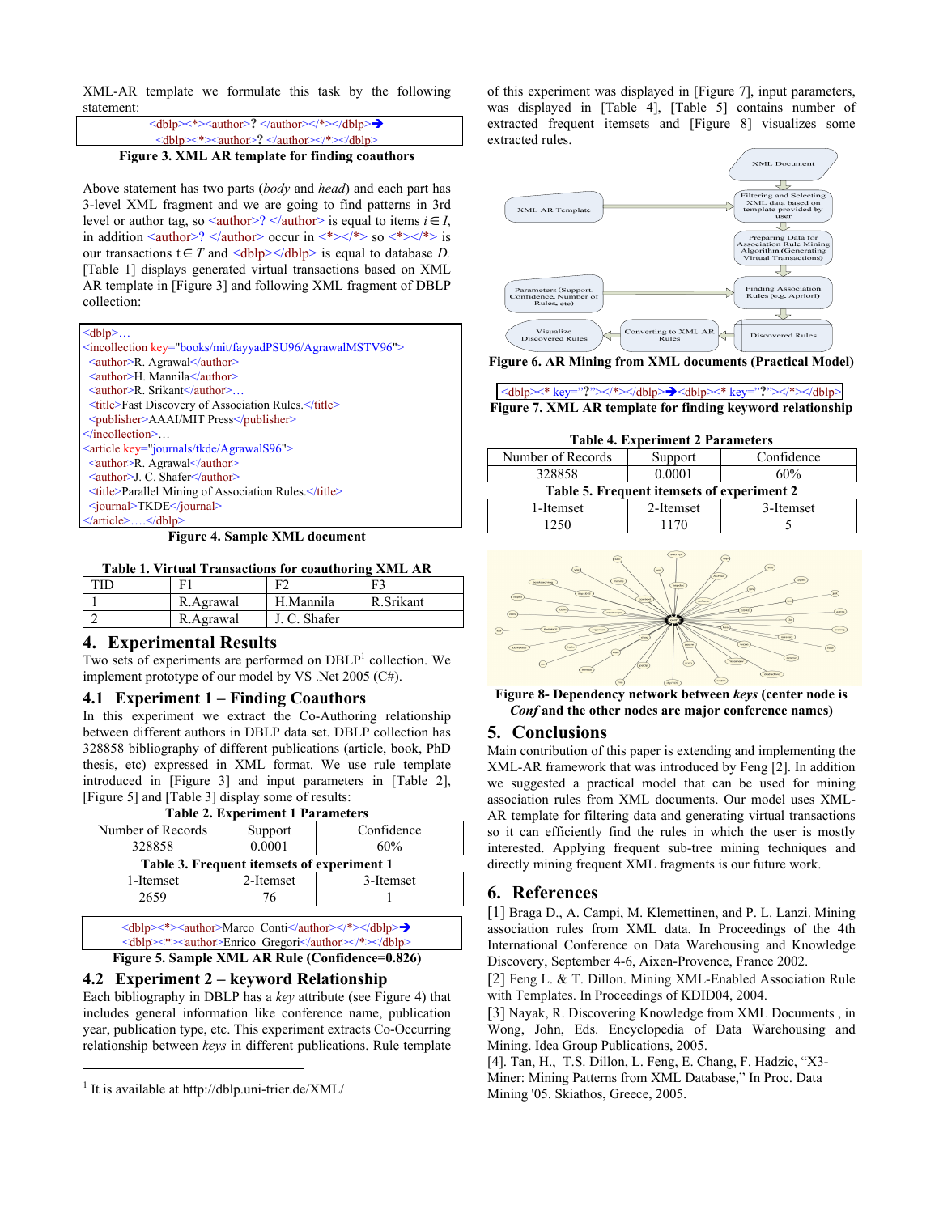XML-AR template we formulate this task by the following statement:

```
<dblp><*><author>? </author></*></dblp>→
<dblp><*><author>? </author></*></dblp>
```

**Figure 3. XML AR template for finding coauthors**

Above statement has two parts (*body* and *head*) and each part has 3-level XML fragment and we are going to find patterns in 3rd level or author tag, so <author>? </author> is equal to items $i \in I$, in addition <author>? </author> occur in <*></*> so <*></*> is our transactions $t \in T$ and <dblp></dblp> is equal to database *D.* [Table 1] displays generated virtual transactions based on XML AR template in [Figure 3] and following XML fragment of DBLP collection:

```
<dblp>…
<incollection key="books/mit/fayyadPSU96/AgrawalMSTV96">
  <author>R. Agrawal</author>
  <author>H. Mannila</author>
  <author>R. Srikant</author>…
  <title>Fast Discovery of Association Rules.</title>
  <publisher>AAAI/MIT Press</publisher>
</incollection>…
<article key="journals/tkde/AgrawalS96">
  <author>R. Agrawal</author>
  <author>J. C. Shafer</author>
  <title>Parallel Mining of Association Rules.</title>
  <journal>TKDE</journal>
</article>….</dblp>
```

**Figure 4. Sample XML document**

**Table 1. Virtual Transactions for coauthoring XML AR**

| TID | F1 | F2 | F3 |
|---|---|---|---|
| 1 | R.Agrawal | H.Mannila | R.Srikant |
| 2 | R.Agrawal | J. C. Shafer | |

## 4. Experimental Results

Two sets of experiments are performed on DBLP[1] collection. We implement prototype of our model by VS .Net 2005 (C#).

### 4.1 Experiment 1 – Finding Coauthors

In this experiment we extract the Co-Authoring relationship between different authors in DBLP data set. DBLP collection has 328858 bibliography of different publications (article, book, PhD thesis, etc) expressed in XML format. We use rule template introduced in [Figure 3] and input parameters in [Table 2], [Figure 5] and [Table 3] display some of results:

**Table 2. Experiment 1 Parameters**

| Number of Records | Support | Confidence |
|---|---|---|
| 328858 | 0.0001 | 60% |

**Table 3. Frequent itemsets of experiment 1**

| 1-Itemset | 2-Itemset | 3-Itemset |
|---|---|---|
| 2659 | 76 | 1 |

```
<dblp><*><author>Marco Conti</author></*></dblp>→
<dblp><*><author>Enrico Gregori</author></*></dblp>
```

**Figure 5. Sample XML AR Rule (Confidence=0.826)**

### 4.2 Experiment 2 – keyword Relationship

Each bibliography in DBLP has a *key* attribute (see Figure 4) that includes general information like conference name, publication year, publication type, etc. This experiment extracts Co-Occurring relationship between *keys* in different publications. Rule template of this experiment was displayed in [Figure 7], input parameters, was displayed in [Table 4], [Table 5] contains number of extracted frequent itemsets and [Figure 8] visualizes some extracted rules.

XML Document

Filtering and Selecting XML data based on template provided by user

XML AR Template

Preparing Data for Association Rule Mining Algorithm (Generating Virtual Transactions)

Parameters (Support, Confidence, Number of Rules, etc)

Finding Association Rules (e.g. Apriori)

Visualize Discovered Rules

Converting to XML AR Rules

Discovered Rules

**Figure 6. AR Mining from XML documents (Practical Model)**

```
<dblp><* key="?"></*></dblp>→<dblp><* key="?"></*></dblp>
```

**Figure 7. XML AR template for finding keyword relationship**

**Table 4. Experiment 2 Parameters**

| Number of Records | Support | Confidence |
|---|---|---|
| 328858 | 0.0001 | 60% |

**Table 5. Frequent itemsets of experiment 2**

| 1-Itemset | 2-Itemset | 3-Itemset |
|---|---|---|
| 1250 | 1170 | 5 |

**Figure 8- Dependency network between *keys* (center node is *Conf* and the other nodes are major conference names)**

## 5. Conclusions

Main contribution of this paper is extending and implementing the XML-AR framework that was introduced by Feng [2]. In addition we suggested a practical model that can be used for mining association rules from XML documents. Our model uses XML-AR template for filtering data and generating virtual transactions so it can efficiently find the rules in which the user is mostly interested. Applying frequent sub-tree mining techniques and directly mining frequent XML fragments is our future work.

## 6. References

[1] Braga D., A. Campi, M. Klemettinen, and P. L. Lanzi. Mining association rules from XML data. In Proceedings of the 4th International Conference on Data Warehousing and Knowledge Discovery, September 4-6, Aixen-Provence, France 2002.

[2] Feng L. & T. Dillon. Mining XML-Enabled Association Rule with Templates. In Proceedings of KDID04, 2004.

[3] Nayak, R. Discovering Knowledge from XML Documents , in Wong, John, Eds. Encyclopedia of Data Warehousing and Mining. Idea Group Publications, 2005.

[4]. Tan, H., T.S. Dillon, L. Feng, E. Chang, F. Hadzic, "X3-Miner: Mining Patterns from XML Database," In Proc. Data Mining '05. Skiathos, Greece, 2005.

[1] It is available at http://dblp.uni-trier.de/XML/